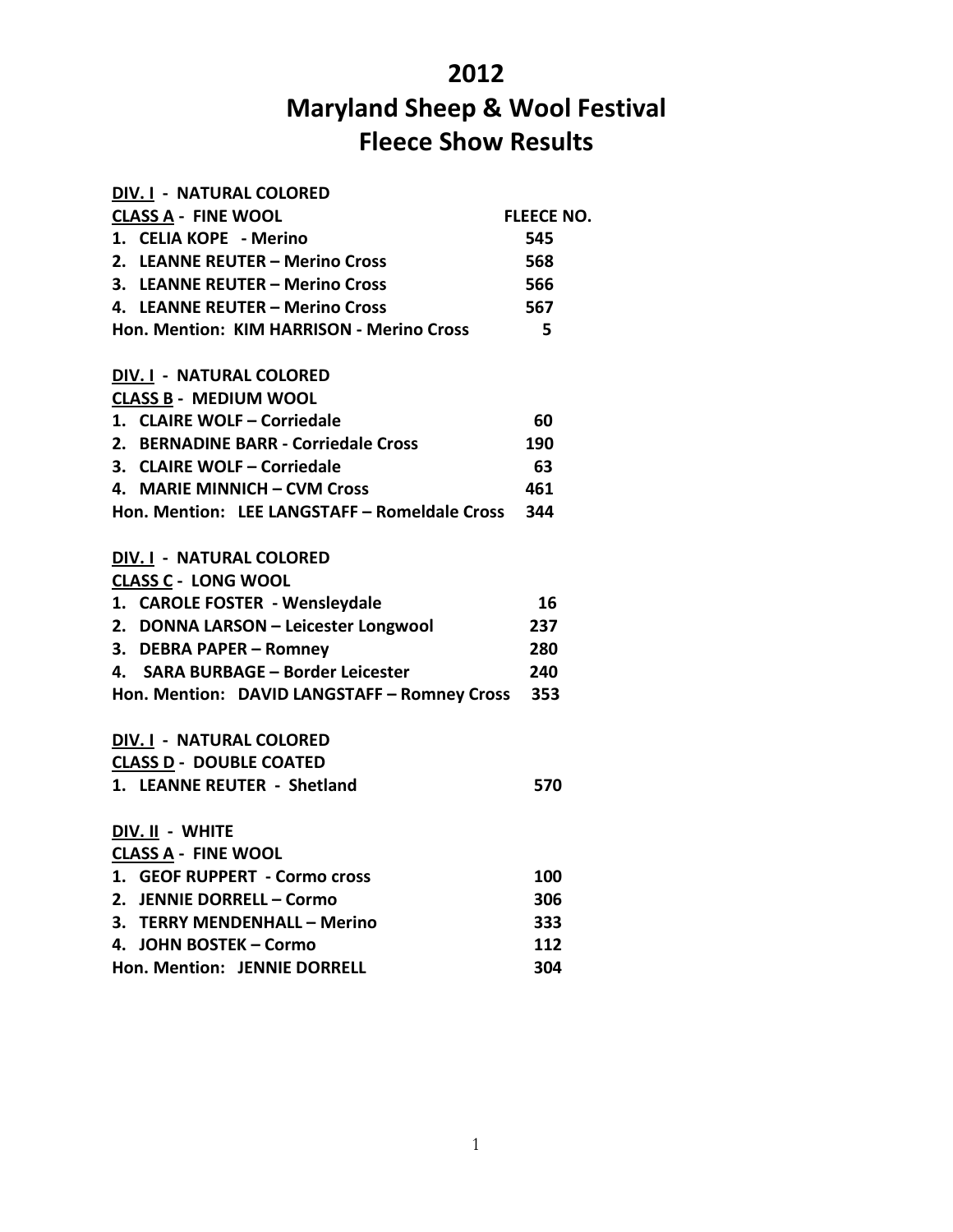# 2012
# Maryland Sheep & Wool Festival
# Fleece Show Results

**DIV. I - NATURAL COLORED**
**CLASS A - FINE WOOL**

| | FLEECE NO. |
|---|---|
| 1. CELIA KOPE - Merino | 545 |
| 2. LEANNE REUTER – Merino Cross | 568 |
| 3. LEANNE REUTER – Merino Cross | 566 |
| 4. LEANNE REUTER – Merino Cross | 567 |
| Hon. Mention: KIM HARRISON - Merino Cross | 5 |

**DIV. I - NATURAL COLORED**
**CLASS B - MEDIUM WOOL**

| | |
|---|---|
| 1. CLAIRE WOLF – Corriedale | 60 |
| 2. BERNADINE BARR - Corriedale Cross | 190 |
| 3. CLAIRE WOLF – Corriedale | 63 |
| 4. MARIE MINNICH – CVM Cross | 461 |
| Hon. Mention: LEE LANGSTAFF – Romeldale Cross | 344 |

**DIV. I - NATURAL COLORED**
**CLASS C - LONG WOOL**

| | |
|---|---|
| 1. CAROLE FOSTER - Wensleydale | 16 |
| 2. DONNA LARSON – Leicester Longwool | 237 |
| 3. DEBRA PAPER – Romney | 280 |
| 4. SARA BURBAGE – Border Leicester | 240 |
| Hon. Mention: DAVID LANGSTAFF – Romney Cross | 353 |

**DIV. I - NATURAL COLORED**
**CLASS D - DOUBLE COATED**

| | |
|---|---|
| 1. LEANNE REUTER - Shetland | 570 |

**DIV. II - WHITE**
**CLASS A - FINE WOOL**

| | |
|---|---|
| 1. GEOF RUPPERT - Cormo cross | 100 |
| 2. JENNIE DORRELL – Cormo | 306 |
| 3. TERRY MENDENHALL – Merino | 333 |
| 4. JOHN BOSTEK – Cormo | 112 |
| Hon. Mention: JENNIE DORRELL | 304 |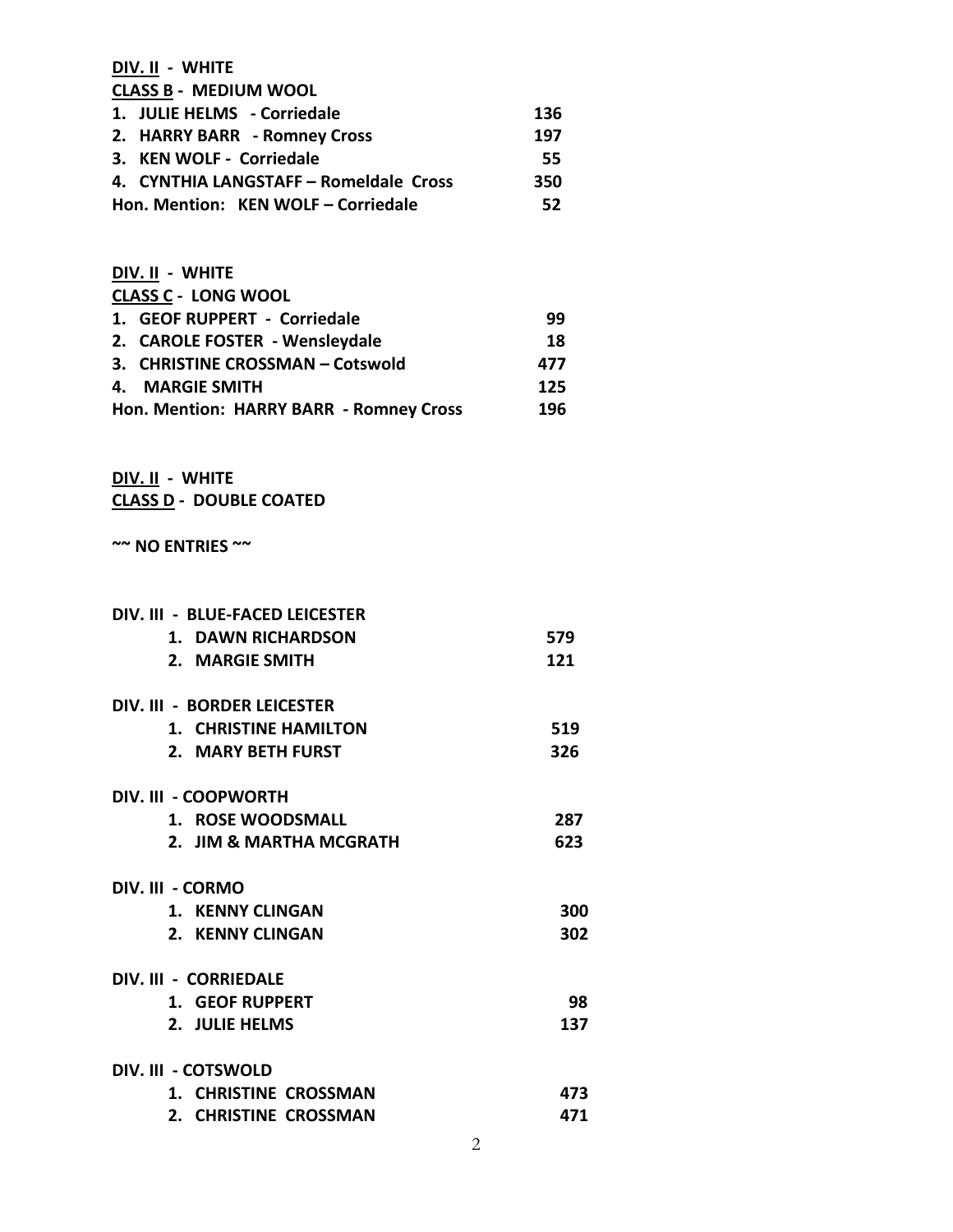**DIV. II - WHITE**
**CLASS B - MEDIUM WOOL**

| | |
|---|---|
| 1. JULIE HELMS - Corriedale | 136 |
| 2. HARRY BARR - Romney Cross | 197 |
| 3. KEN WOLF - Corriedale | 55 |
| 4. CYNTHIA LANGSTAFF – Romeldale Cross | 350 |
| Hon. Mention: KEN WOLF – Corriedale | 52 |

**DIV. II - WHITE**
**CLASS C - LONG WOOL**

| | |
|---|---|
| 1. GEOF RUPPERT - Corriedale | 99 |
| 2. CAROLE FOSTER - Wensleydale | 18 |
| 3. CHRISTINE CROSSMAN – Cotswold | 477 |
| 4. MARGIE SMITH | 125 |
| Hon. Mention: HARRY BARR - Romney Cross | 196 |

**DIV. II - WHITE**
**CLASS D - DOUBLE COATED**

**~~ NO ENTRIES ~~**

**DIV. III - BLUE-FACED LEICESTER**

| | |
|---|---|
| 1. DAWN RICHARDSON | 579 |
| 2. MARGIE SMITH | 121 |

**DIV. III - BORDER LEICESTER**

| | |
|---|---|
| 1. CHRISTINE HAMILTON | 519 |
| 2. MARY BETH FURST | 326 |

**DIV. III - COOPWORTH**

| | |
|---|---|
| 1. ROSE WOODSMALL | 287 |
| 2. JIM & MARTHA MCGRATH | 623 |

**DIV. III - CORMO**

| | |
|---|---|
| 1. KENNY CLINGAN | 300 |
| 2. KENNY CLINGAN | 302 |

**DIV. III - CORRIEDALE**

| | |
|---|---|
| 1. GEOF RUPPERT | 98 |
| 2. JULIE HELMS | 137 |

**DIV. III - COTSWOLD**

| | |
|---|---|
| 1. CHRISTINE CROSSMAN | 473 |
| 2. CHRISTINE CROSSMAN | 471 |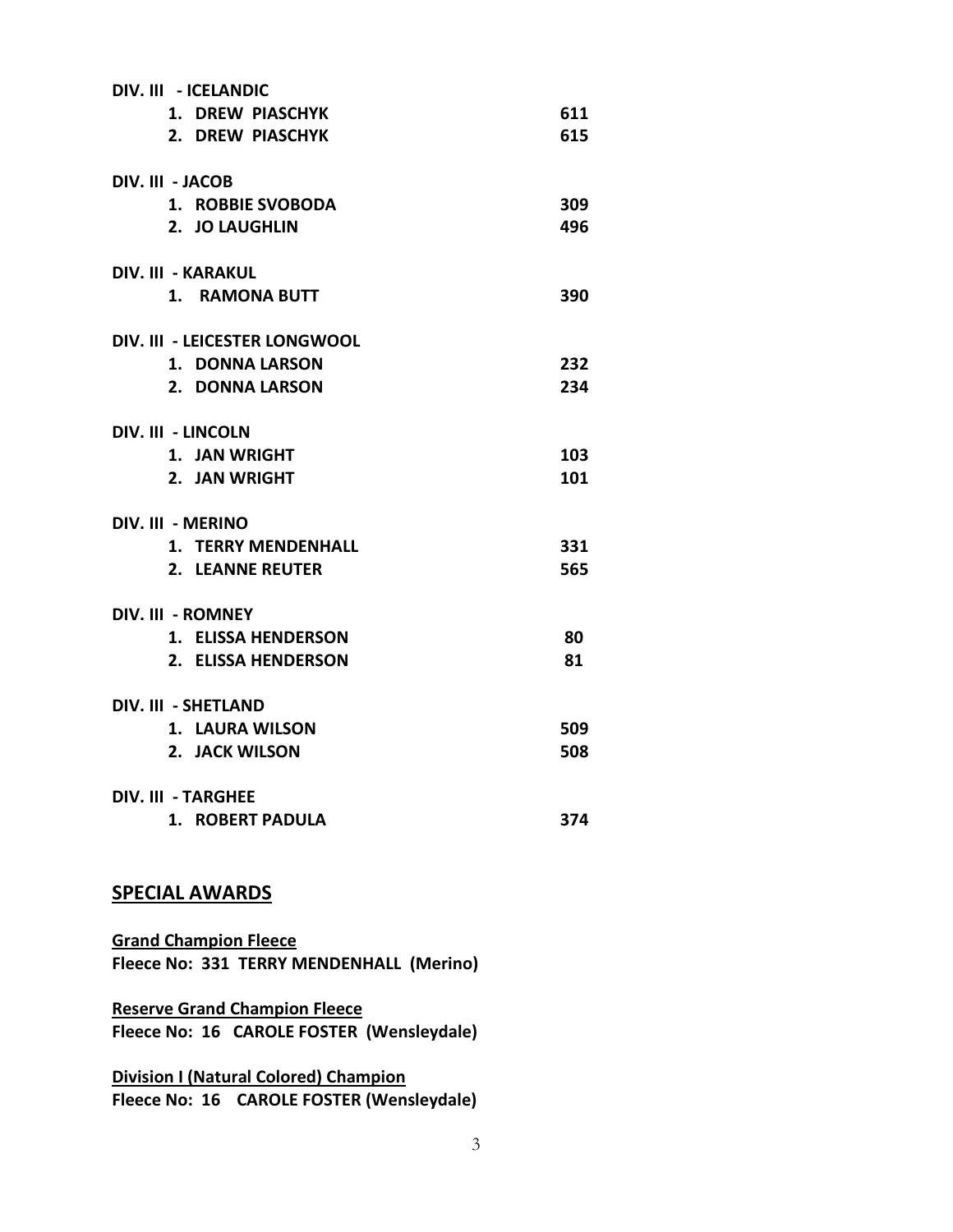**DIV. III - ICELANDIC**

| | | |
|---|---|---|
| 1. | DREW PIASCHYK | 611 |
| 2. | DREW PIASCHYK | 615 |

**DIV. III - JACOB**

| | | |
|---|---|---|
| 1. | ROBBIE SVOBODA | 309 |
| 2. | JO LAUGHLIN | 496 |

**DIV. III - KARAKUL**

| | | |
|---|---|---|
| 1. | RAMONA BUTT | 390 |

**DIV. III - LEICESTER LONGWOOL**

| | | |
|---|---|---|
| 1. | DONNA LARSON | 232 |
| 2. | DONNA LARSON | 234 |

**DIV. III - LINCOLN**

| | | |
|---|---|---|
| 1. | JAN WRIGHT | 103 |
| 2. | JAN WRIGHT | 101 |

**DIV. III - MERINO**

| | | |
|---|---|---|
| 1. | TERRY MENDENHALL | 331 |
| 2. | LEANNE REUTER | 565 |

**DIV. III - ROMNEY**

| | | |
|---|---|---|
| 1. | ELISSA HENDERSON | 80 |
| 2. | ELISSA HENDERSON | 81 |

**DIV. III - SHETLAND**

| | | |
|---|---|---|
| 1. | LAURA WILSON | 509 |
| 2. | JACK WILSON | 508 |

**DIV. III - TARGHEE**

| | | |
|---|---|---|
| 1. | ROBERT PADULA | 374 |

## SPECIAL AWARDS

**Grand Champion Fleece**
**Fleece No: 331 TERRY MENDENHALL (Merino)**

**Reserve Grand Champion Fleece**
**Fleece No: 16 CAROLE FOSTER (Wensleydale)**

**Division I (Natural Colored) Champion**
**Fleece No: 16 CAROLE FOSTER (Wensleydale)**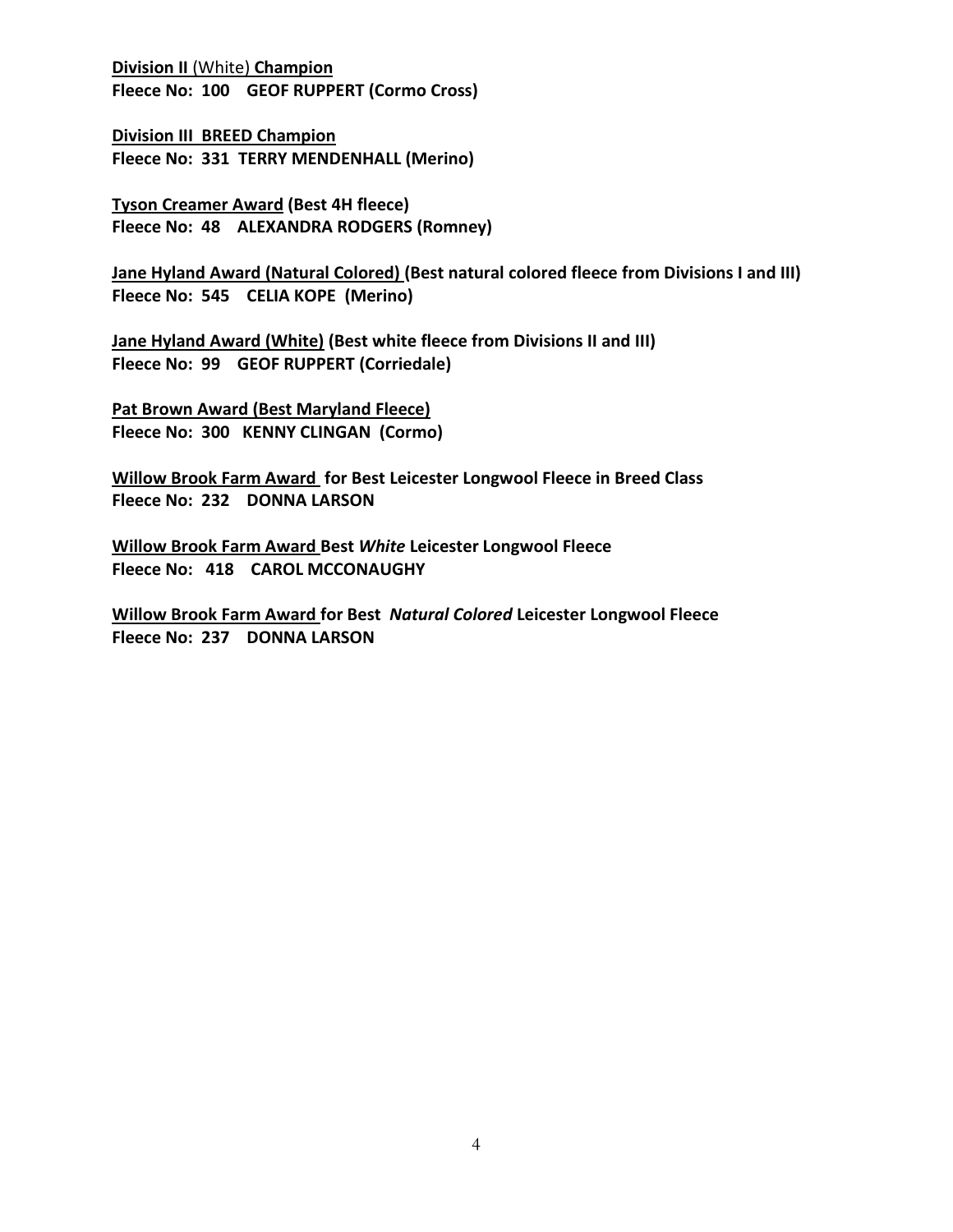**Division II** (White) **Champion**
**Fleece No: 100 GEOF RUPPERT (Cormo Cross)**

**Division III BREED Champion**
**Fleece No: 331 TERRY MENDENHALL (Merino)**

**Tyson Creamer Award (Best 4H fleece)**
**Fleece No: 48 ALEXANDRA RODGERS (Romney)**

**Jane Hyland Award (Natural Colored) (Best natural colored fleece from Divisions I and III)**
**Fleece No: 545 CELIA KOPE (Merino)**

**Jane Hyland Award (White) (Best white fleece from Divisions II and III)**
**Fleece No: 99 GEOF RUPPERT (Corriedale)**

**Pat Brown Award (Best Maryland Fleece)**
**Fleece No: 300 KENNY CLINGAN (Cormo)**

**Willow Brook Farm Award for Best Leicester Longwool Fleece in Breed Class**
**Fleece No: 232 DONNA LARSON**

**Willow Brook Farm Award Best *White* Leicester Longwool Fleece**
**Fleece No: 418 CAROL MCCONAUGHY**

**Willow Brook Farm Award for Best *Natural Colored* Leicester Longwool Fleece**
**Fleece No: 237 DONNA LARSON**